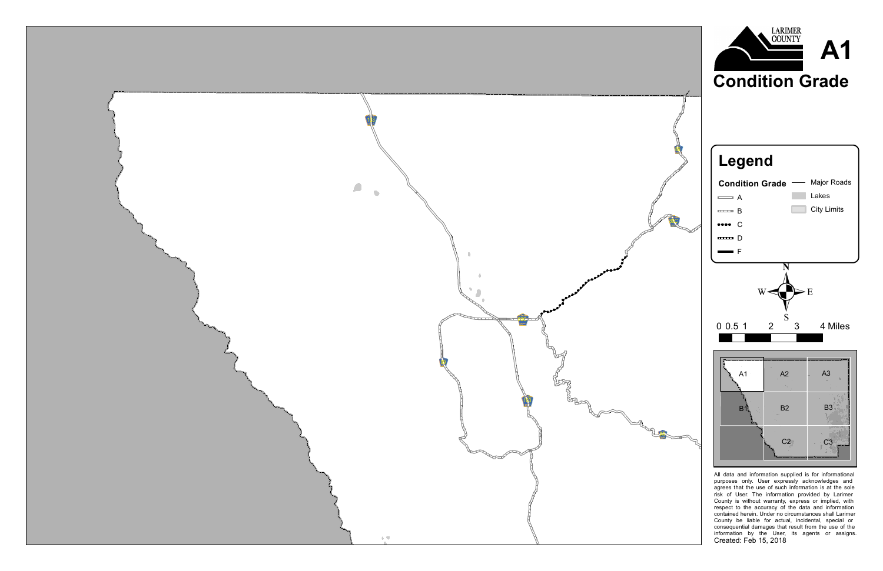LARIMER COUNTY

# A1

## Condition Grade

### Legend

**Condition Grade**

- A
- B
- C
- D
- F

- Major Roads
- Lakes
- City Limits

N
W E
S

0 0.5 1 2 3 4 Miles

A1 A2 A3
B1 B2 B3
C2 C3

All data and information supplied is for informational purposes only. User expressly acknowledges and agrees that the use of such information is at the sole risk of User. The information provided by Larimer County is without warranty, express or implied, with respect to the accuracy of the data and information contained herein. Under no circumstances shall Larimer County be liable for actual, incidental, special or consequential damages that result from the use of the information by the User, its agents or assigns.
Created: Feb 15, 2018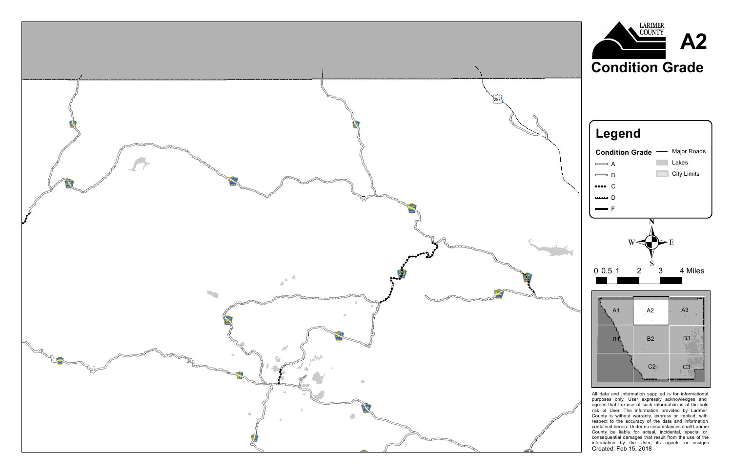LARIMER COUNTY

# A2

## Condition Grade

## Legend

**Condition Grade**

- A
- B
- C
- D
- F

- Major Roads
- Lakes
- City Limits

N
W E
S

0 0.5 1 2 3 4 Miles

A1 A2 A3
B1 B2 B3
C2 C3

287

All data and information supplied is for informational purposes only. User expressly acknowledges and agrees that the use of such information is at the sole risk of User. The information provided by Larimer County is without warranty, express or implied, with respect to the accuracy of the data and information contained herein. Under no circumstances shall Larimer County be liable for actual, incidental, special or consequential damages that result from the use of the information by the User, its agents or assigns.

Created: Feb 15, 2018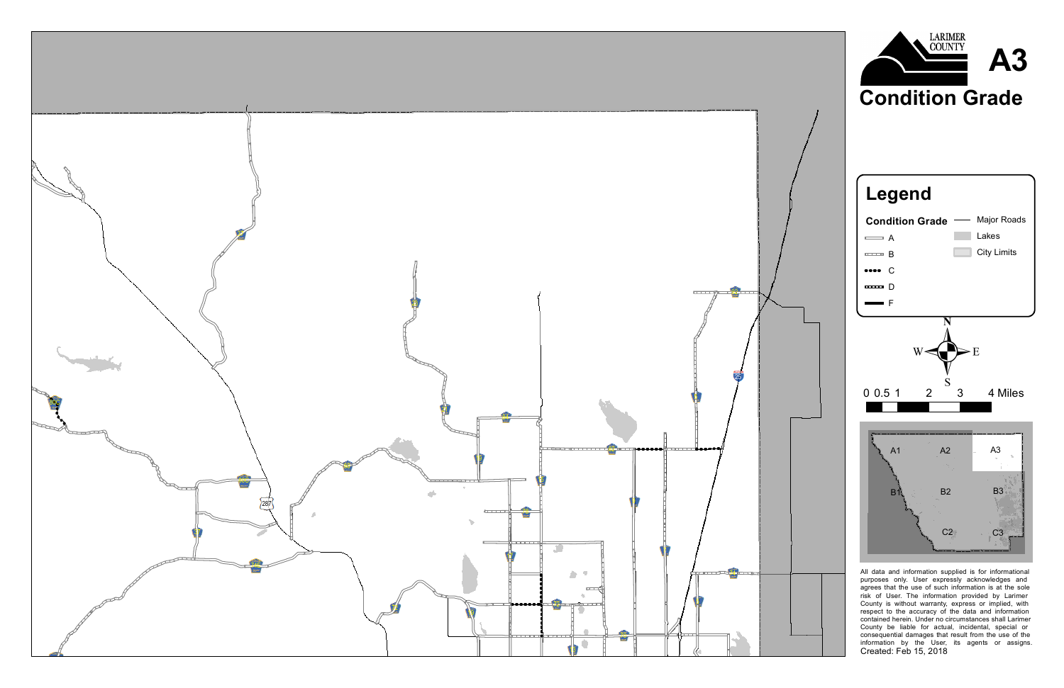# A3

## Condition Grade

LARIMER COUNTY

## Legend

**Condition Grade**

- A
- B
- C
- D
- F

- Major Roads
- Lakes
- City Limits

N
W E
S

0 0.5 1 2 3 4 Miles

A1 A2 A3
B1 B2 B3
C2 C3

All data and information supplied is for informational purposes only. User expressly acknowledges and agrees that the use of such information is at the sole risk of User. The information provided by Larimer County is without warranty, express or implied, with respect to the accuracy of the data and information contained herein. Under no circumstances shall Larimer County be liable for actual, incidental, special or consequential damages that result from the use of the information by the User, its agents or assigns.

Created: Feb 15, 2018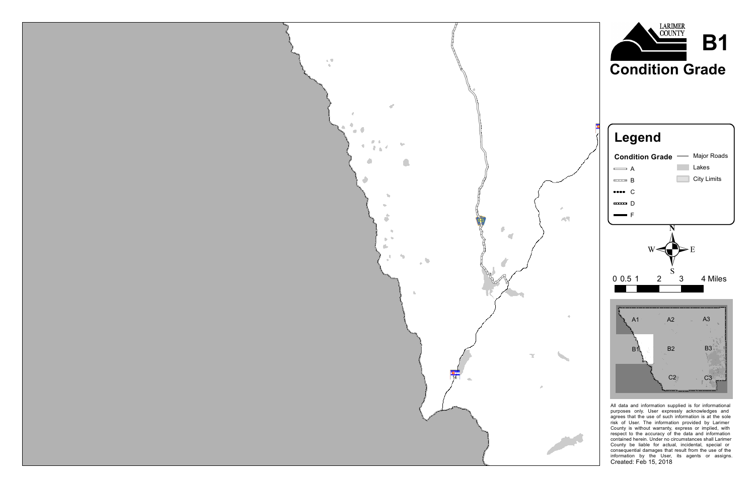LARIMER COUNTY

# B1

## Condition Grade

## Legend

**Condition Grade**

- A
- B
- C
- D
- F

- Major Roads
- Lakes
- City Limits

N

W E

S

0 0.5 1 2 3 4 Miles

A1 A2 A3

B1 B2 B3

C2 C3

All data and information supplied is for informational purposes only. User expressly acknowledges and agrees that the use of such information is at the sole risk of User. The information provided by Larimer County is without warranty, express or implied, with respect to the accuracy of the data and information contained herein. Under no circumstances shall Larimer County be liable for actual, incidental, special or consequential damages that result from the use of the information by the User, its agents or assigns.

Created: Feb 15, 2018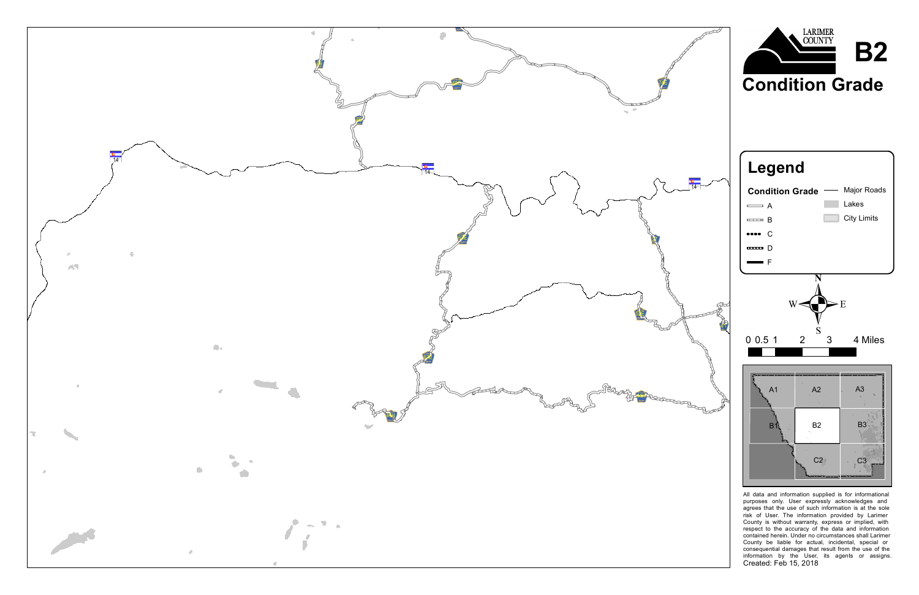# B2

## Condition Grade

LARIMER COUNTY

## Legend

**Condition Grade**

- A
- B
- C
- D
- F

- Major Roads
- Lakes
- City Limits

N
W E
S

0 0.5 1 2 3 4 Miles

A1 A2 A3
B1 B2 B3
C2 C3

14

All data and information supplied is for informational purposes only. User expressly acknowledges and agrees that the use of such information is at the sole risk of User. The information provided by Larimer County is without warranty, express or implied, with respect to the accuracy of the data and information contained herein. Under no circumstances shall Larimer County be liable for actual, incidental, special or consequential damages that result from the use of the information by the User, its agents or assigns.

Created: Feb 15, 2018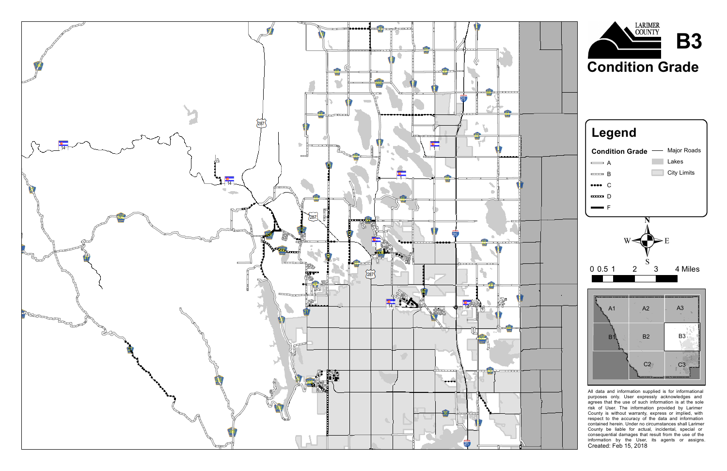LARIMER COUNTY

# B3

## Condition Grade

## Legend

**Condition Grade**

- A
- B
- C
- D
- F

- Major Roads
- Lakes
- City Limits

N
W E
S

0 0.5 1 2 3 4 Miles

A1 A2 A3
B1 B2 B3
C2 C3

All data and information supplied is for informational purposes only. User expressly acknowledges and agrees that the use of such information is at the sole risk of User. The information provided by Larimer County is without warranty, express or implied, with respect to the accuracy of the data and information contained herein. Under no circumstances shall Larimer County be liable for actual, incidental, special or consequential damages that result from the use of the information by the User, its agents or assigns.

Created: Feb 15, 2018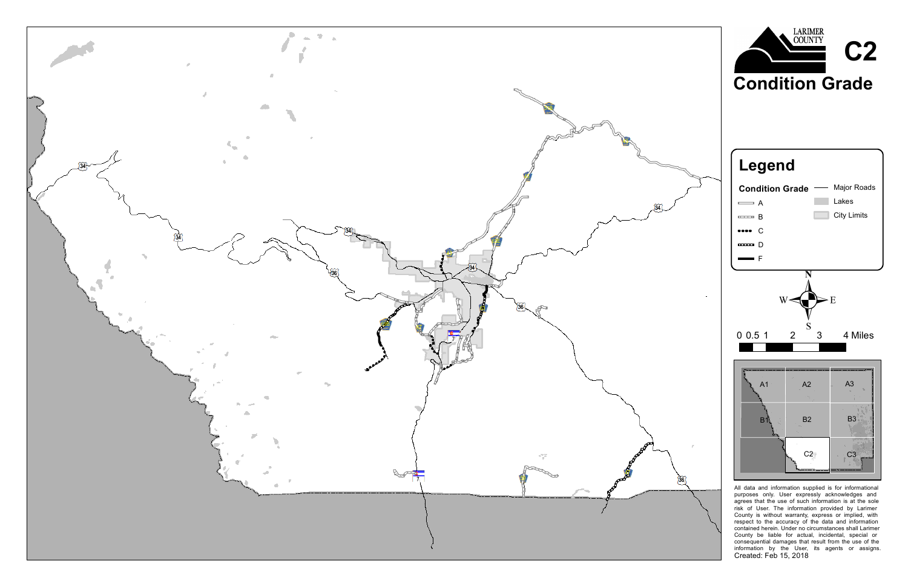# C2

# Condition Grade

LARIMER COUNTY

## Legend

**Condition Grade**

- A
- B
- C
- D
- F

Major Roads

Lakes

City Limits

N

W E

S

0 0.5 1 2 3 4 Miles

A1 A2 A3

B1 B2 B3

C2 C3

34

34

34

34

34

36

36

36

7

7

All data and information supplied is for informational purposes only. User expressly acknowledges and agrees that the use of such information is at the sole risk of User. The information provided by Larimer County is without warranty, express or implied, with respect to the accuracy of the data and information contained herein. Under no circumstances shall Larimer County be liable for actual, incidental, special or consequential damages that result from the use of the information by the User, its agents or assigns.

Created: Feb 15, 2018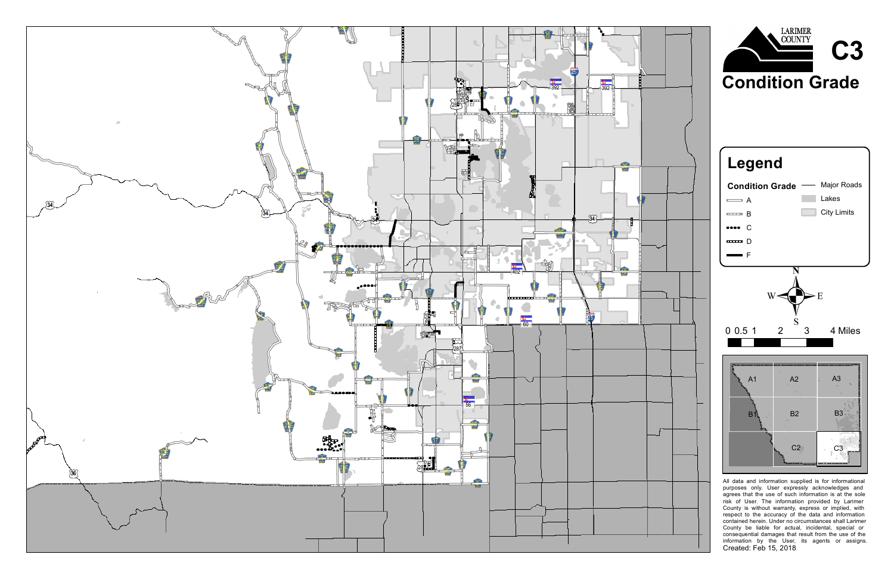LARIMER COUNTY

# C3

## Condition Grade

### Legend

**Condition Grade**

- A
- B
- C
- D
- F

- Major Roads
- Lakes
- City Limits

N
W E
S

0 0.5 1 2 3 4 Miles

A1 A2 A3
B1 B2 B3
C2 C3

All data and information supplied is for informational purposes only. User expressly acknowledges and agrees that the use of such information is at the sole risk of User. The information provided by Larimer County is without warranty, express or implied, with respect to the accuracy of the data and information contained herein. Under no circumstances shall Larimer County be liable for actual, incidental, special or consequential damages that result from the use of the information by the User, its agents or assigns.

Created: Feb 15, 2018